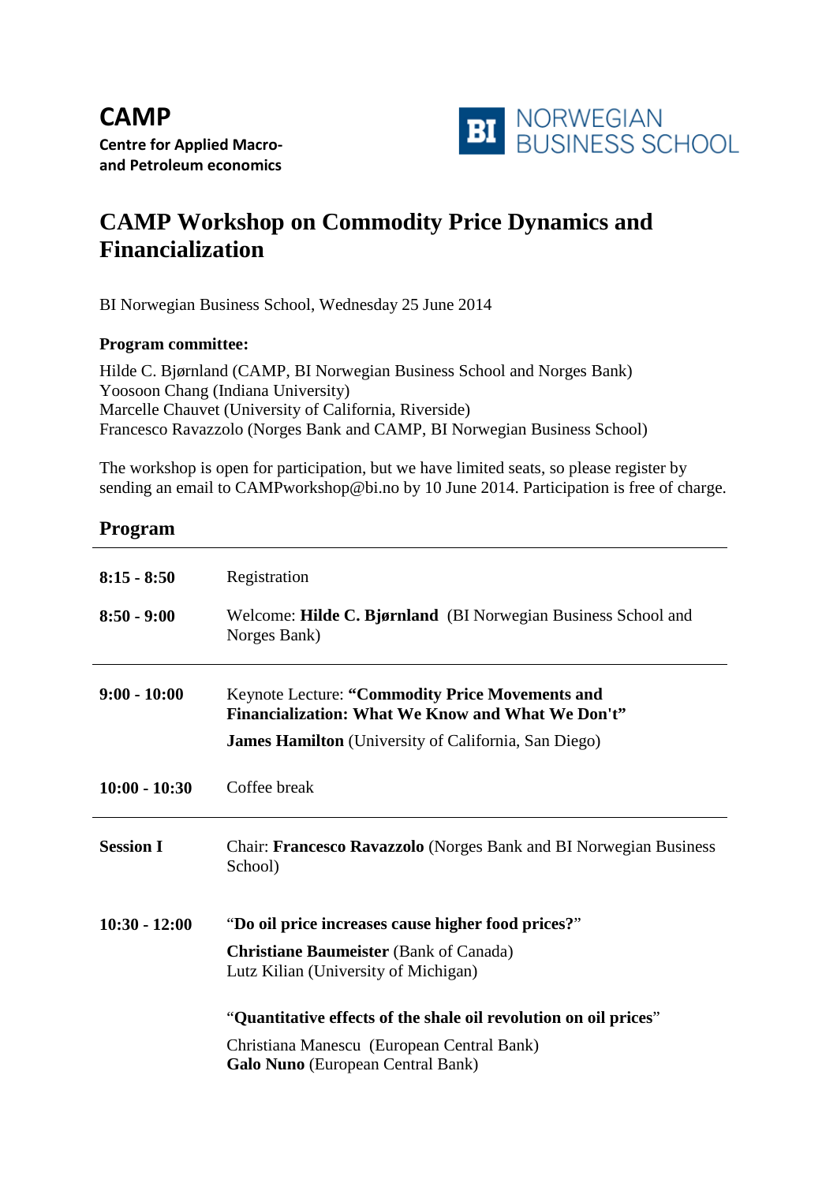**CAMP**

**Centre for Applied Macro- and Petroleum economics**

BI NORWEGIAN BUSINESS SCHOOL

# CAMP Workshop on Commodity Price Dynamics and Financialization

BI Norwegian Business School, Wednesday 25 June 2014

**Program committee:**

Hilde C. Bjørnland (CAMP, BI Norwegian Business School and Norges Bank)
Yoosoon Chang (Indiana University)
Marcelle Chauvet (University of California, Riverside)
Francesco Ravazzolo (Norges Bank and CAMP, BI Norwegian Business School)

The workshop is open for participation, but we have limited seats, so please register by sending an email to CAMPworkshop@bi.no by 10 June 2014. Participation is free of charge.

## Program

| | |
|---|---|
| **8:15 - 8:50** | Registration |
| **8:50 - 9:00** | Welcome: **Hilde C. Bjørnland** (BI Norwegian Business School and Norges Bank) |
| **9:00 - 10:00** | Keynote Lecture: **"Commodity Price Movements and Financialization: What We Know and What We Don't"**<br>**James Hamilton** (University of California, San Diego) |
| **10:00 - 10:30** | Coffee break |
| **Session I** | Chair: **Francesco Ravazzolo** (Norges Bank and BI Norwegian Business School) |
| **10:30 - 12:00** | "**Do oil price increases cause higher food prices?**"<br>**Christiane Baumeister** (Bank of Canada)<br>Lutz Kilian (University of Michigan)<br><br>"**Quantitative effects of the shale oil revolution on oil prices**"<br>Christiana Manescu (European Central Bank)<br>**Galo Nuno** (European Central Bank) |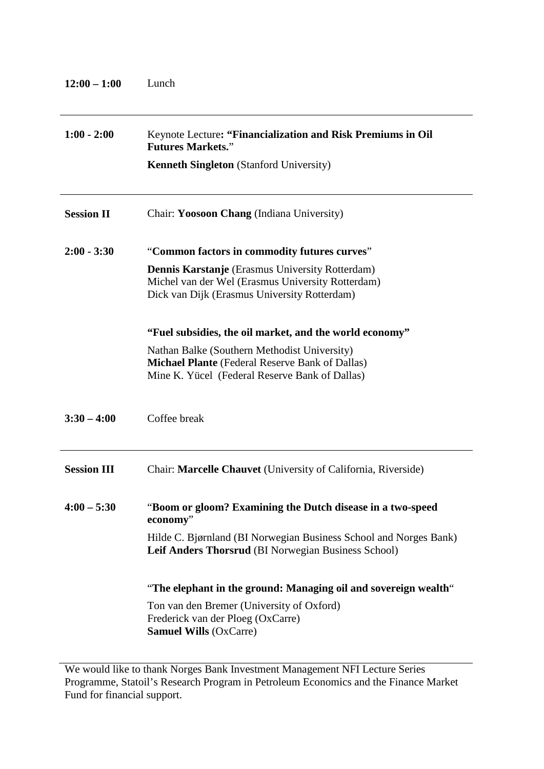**12:00 – 1:00** Lunch

---

**1:00 - 2:00** Keynote Lecture**: "Financialization and Risk Premiums in Oil Futures Markets.**"

**Kenneth Singleton** (Stanford University)

---

**Session II** Chair: **Yoosoon Chang** (Indiana University)

**2:00 - 3:30** "**Common factors in commodity futures curves**"

**Dennis Karstanje** (Erasmus University Rotterdam)
Michel van der Wel (Erasmus University Rotterdam)
Dick van Dijk (Erasmus University Rotterdam)

**"Fuel subsidies, the oil market, and the world economy"**

Nathan Balke (Southern Methodist University)
**Michael Plante** (Federal Reserve Bank of Dallas)
Mine K. Yücel (Federal Reserve Bank of Dallas)

**3:30 – 4:00** Coffee break

---

**Session III** Chair: **Marcelle Chauvet** (University of California, Riverside)

**4:00 – 5:30** "**Boom or gloom? Examining the Dutch disease in a two-speed economy**"

Hilde C. Bjørnland (BI Norwegian Business School and Norges Bank)
**Leif Anders Thorsrud** (BI Norwegian Business School)

"**The elephant in the ground: Managing oil and sovereign wealth**"

Ton van den Bremer (University of Oxford)
Frederick van der Ploeg (OxCarre)
**Samuel Wills** (OxCarre)

---

We would like to thank Norges Bank Investment Management NFI Lecture Series Programme, Statoil's Research Program in Petroleum Economics and the Finance Market Fund for financial support.